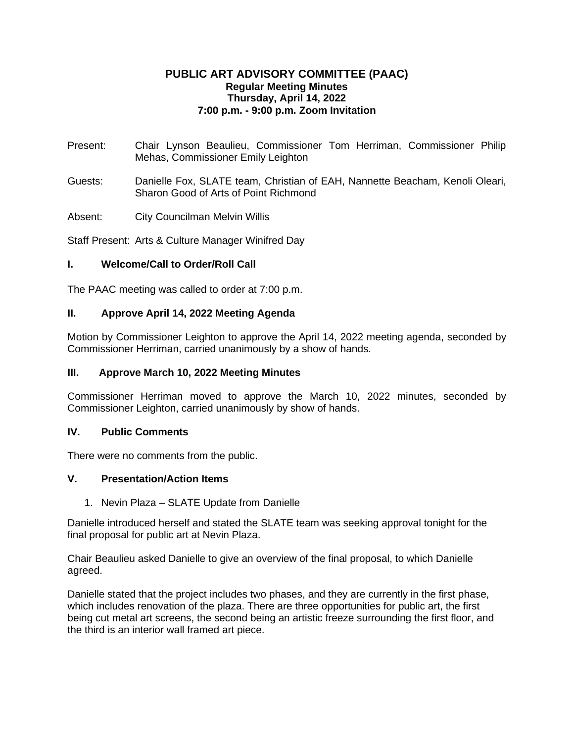# PUBLIC ART ADVISORY COMMITTEE (PAAC)

**Regular Meeting Minutes**
**Thursday, April 14, 2022**
**7:00 p.m. - 9:00 p.m. Zoom Invitation**

Present: Chair Lynson Beaulieu, Commissioner Tom Herriman, Commissioner Philip Mehas, Commissioner Emily Leighton

Guests: Danielle Fox, SLATE team, Christian of EAH, Nannette Beacham, Kenoli Oleari, Sharon Good of Arts of Point Richmond

Absent: City Councilman Melvin Willis

Staff Present: Arts & Culture Manager Winifred Day

## I. Welcome/Call to Order/Roll Call

The PAAC meeting was called to order at 7:00 p.m.

## II. Approve April 14, 2022 Meeting Agenda

Motion by Commissioner Leighton to approve the April 14, 2022 meeting agenda, seconded by Commissioner Herriman, carried unanimously by a show of hands.

## III. Approve March 10, 2022 Meeting Minutes

Commissioner Herriman moved to approve the March 10, 2022 minutes, seconded by Commissioner Leighton, carried unanimously by show of hands.

## IV. Public Comments

There were no comments from the public.

## V. Presentation/Action Items

1. Nevin Plaza – SLATE Update from Danielle

Danielle introduced herself and stated the SLATE team was seeking approval tonight for the final proposal for public art at Nevin Plaza.

Chair Beaulieu asked Danielle to give an overview of the final proposal, to which Danielle agreed.

Danielle stated that the project includes two phases, and they are currently in the first phase, which includes renovation of the plaza. There are three opportunities for public art, the first being cut metal art screens, the second being an artistic freeze surrounding the first floor, and the third is an interior wall framed art piece.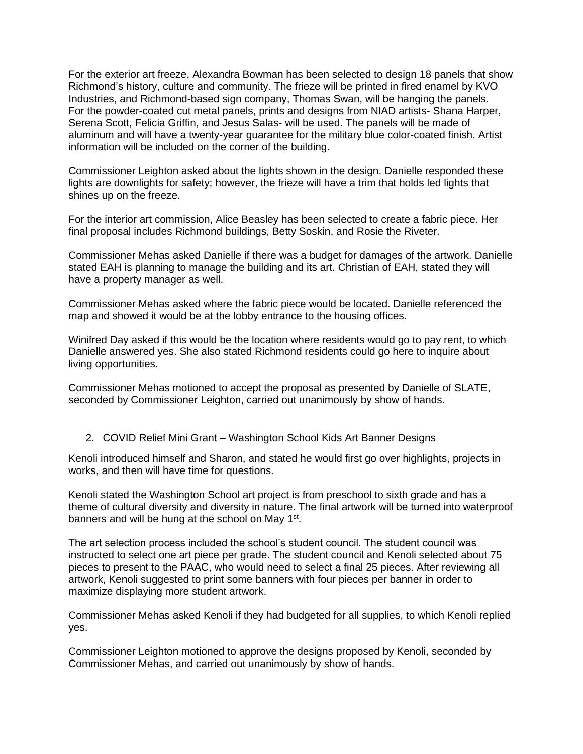For the exterior art freeze, Alexandra Bowman has been selected to design 18 panels that show Richmond's history, culture and community. The frieze will be printed in fired enamel by KVO Industries, and Richmond-based sign company, Thomas Swan, will be hanging the panels. For the powder-coated cut metal panels, prints and designs from NIAD artists- Shana Harper, Serena Scott, Felicia Griffin, and Jesus Salas- will be used. The panels will be made of aluminum and will have a twenty-year guarantee for the military blue color-coated finish. Artist information will be included on the corner of the building.

Commissioner Leighton asked about the lights shown in the design. Danielle responded these lights are downlights for safety; however, the frieze will have a trim that holds led lights that shines up on the freeze.

For the interior art commission, Alice Beasley has been selected to create a fabric piece. Her final proposal includes Richmond buildings, Betty Soskin, and Rosie the Riveter.

Commissioner Mehas asked Danielle if there was a budget for damages of the artwork. Danielle stated EAH is planning to manage the building and its art. Christian of EAH, stated they will have a property manager as well.

Commissioner Mehas asked where the fabric piece would be located. Danielle referenced the map and showed it would be at the lobby entrance to the housing offices.

Winifred Day asked if this would be the location where residents would go to pay rent, to which Danielle answered yes. She also stated Richmond residents could go here to inquire about living opportunities.

Commissioner Mehas motioned to accept the proposal as presented by Danielle of SLATE, seconded by Commissioner Leighton, carried out unanimously by show of hands.

2. COVID Relief Mini Grant – Washington School Kids Art Banner Designs

Kenoli introduced himself and Sharon, and stated he would first go over highlights, projects in works, and then will have time for questions.

Kenoli stated the Washington School art project is from preschool to sixth grade and has a theme of cultural diversity and diversity in nature. The final artwork will be turned into waterproof banners and will be hung at the school on May 1st.

The art selection process included the school's student council. The student council was instructed to select one art piece per grade. The student council and Kenoli selected about 75 pieces to present to the PAAC, who would need to select a final 25 pieces. After reviewing all artwork, Kenoli suggested to print some banners with four pieces per banner in order to maximize displaying more student artwork.

Commissioner Mehas asked Kenoli if they had budgeted for all supplies, to which Kenoli replied yes.

Commissioner Leighton motioned to approve the designs proposed by Kenoli, seconded by Commissioner Mehas, and carried out unanimously by show of hands.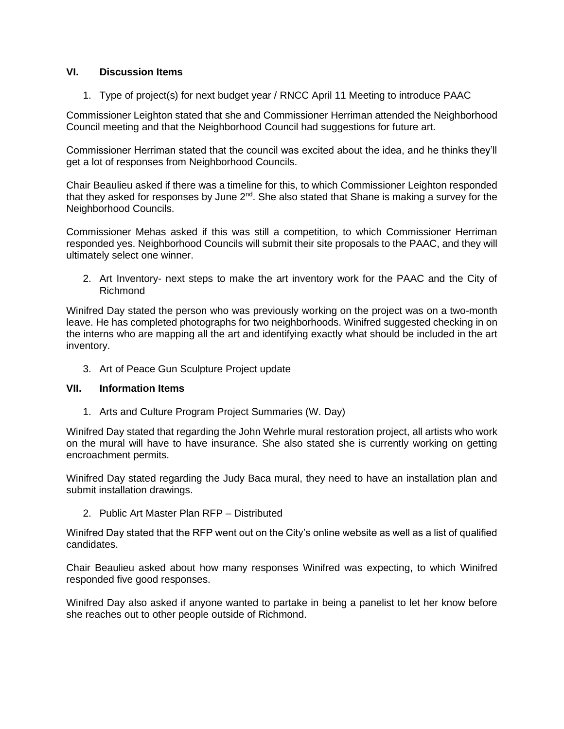## VI. Discussion Items

1. Type of project(s) for next budget year / RNCC April 11 Meeting to introduce PAAC

Commissioner Leighton stated that she and Commissioner Herriman attended the Neighborhood Council meeting and that the Neighborhood Council had suggestions for future art.

Commissioner Herriman stated that the council was excited about the idea, and he thinks they'll get a lot of responses from Neighborhood Councils.

Chair Beaulieu asked if there was a timeline for this, to which Commissioner Leighton responded that they asked for responses by June 2nd. She also stated that Shane is making a survey for the Neighborhood Councils.

Commissioner Mehas asked if this was still a competition, to which Commissioner Herriman responded yes. Neighborhood Councils will submit their site proposals to the PAAC, and they will ultimately select one winner.

2. Art Inventory- next steps to make the art inventory work for the PAAC and the City of Richmond

Winifred Day stated the person who was previously working on the project was on a two-month leave. He has completed photographs for two neighborhoods. Winifred suggested checking in on the interns who are mapping all the art and identifying exactly what should be included in the art inventory.

3. Art of Peace Gun Sculpture Project update

## VII. Information Items

1. Arts and Culture Program Project Summaries (W. Day)

Winifred Day stated that regarding the John Wehrle mural restoration project, all artists who work on the mural will have to have insurance. She also stated she is currently working on getting encroachment permits.

Winifred Day stated regarding the Judy Baca mural, they need to have an installation plan and submit installation drawings.

2. Public Art Master Plan RFP – Distributed

Winifred Day stated that the RFP went out on the City's online website as well as a list of qualified candidates.

Chair Beaulieu asked about how many responses Winifred was expecting, to which Winifred responded five good responses.

Winifred Day also asked if anyone wanted to partake in being a panelist to let her know before she reaches out to other people outside of Richmond.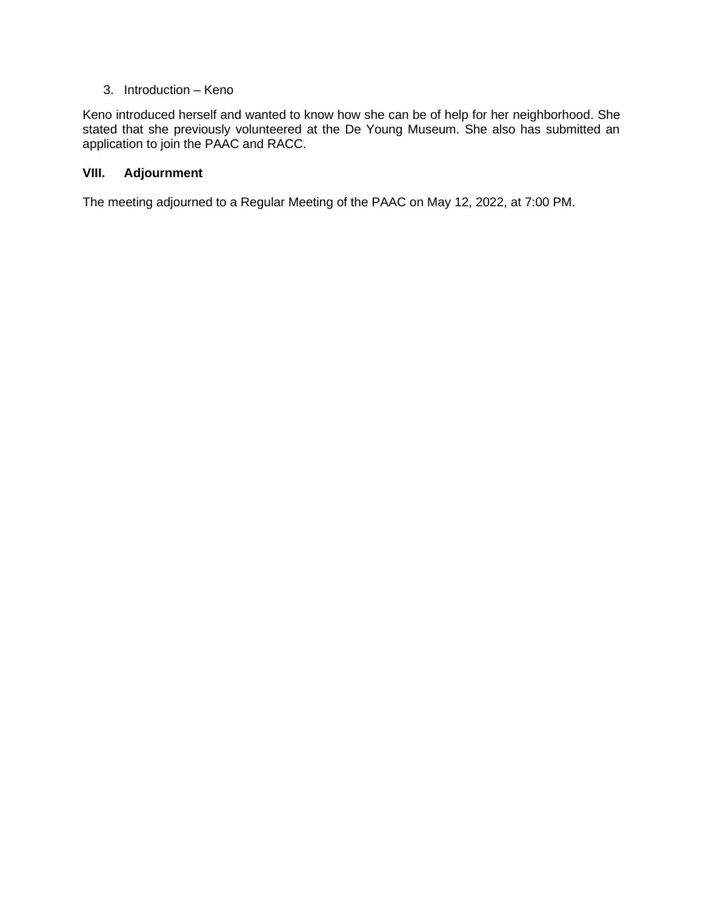3. Introduction – Keno

Keno introduced herself and wanted to know how she can be of help for her neighborhood. She stated that she previously volunteered at the De Young Museum. She also has submitted an application to join the PAAC and RACC.

## VIII. Adjournment

The meeting adjourned to a Regular Meeting of the PAAC on May 12, 2022, at 7:00 PM.